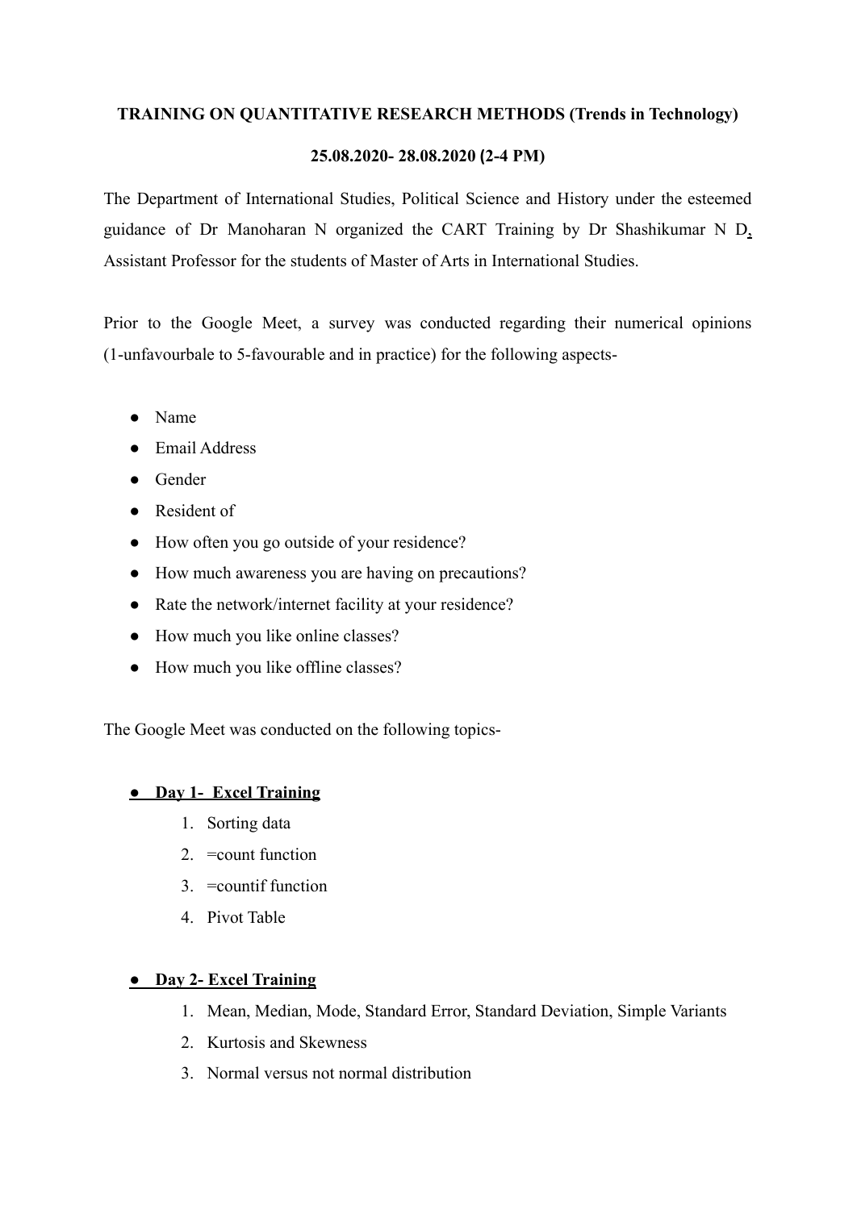**TRAINING ON QUANTITATIVE RESEARCH METHODS (Trends in Technology)**

**25.08.2020- 28.08.2020 (2-4 PM)**

The Department of International Studies, Political Science and History under the esteemed guidance of Dr Manoharan N organized the CART Training by Dr Shashikumar N D, Assistant Professor for the students of Master of Arts in International Studies.

Prior to the Google Meet, a survey was conducted regarding their numerical opinions (1-unfavourbale to 5-favourable and in practice) for the following aspects-

- Name
- Email Address
- Gender
- Resident of
- How often you go outside of your residence?
- How much awareness you are having on precautions?
- Rate the network/internet facility at your residence?
- How much you like online classes?
- How much you like offline classes?

The Google Meet was conducted on the following topics-

- **Day 1- Excel Training**
    1. Sorting data
    2. =count function
    3. =countif function
    4. Pivot Table

- **Day 2- Excel Training**
    1. Mean, Median, Mode, Standard Error, Standard Deviation, Simple Variants
    2. Kurtosis and Skewness
    3. Normal versus not normal distribution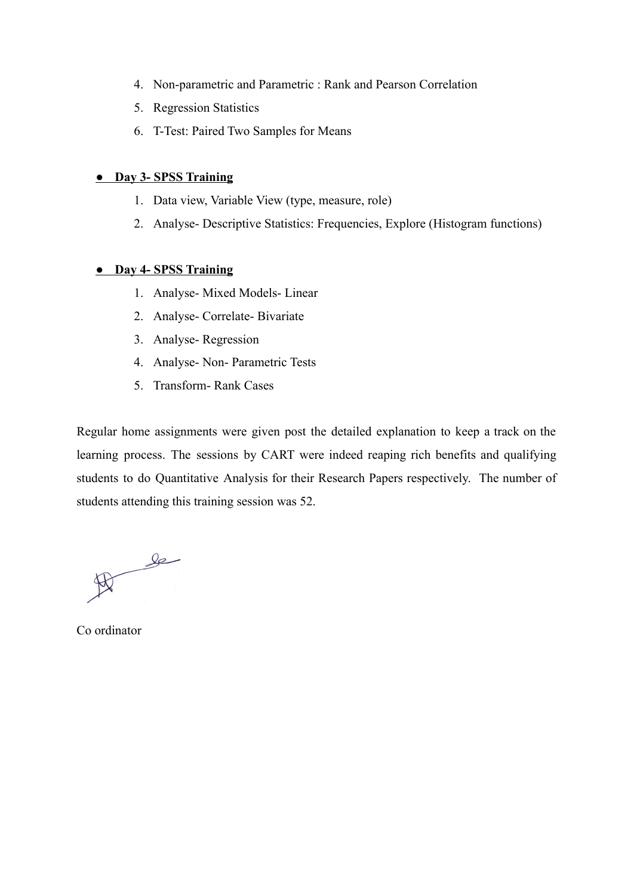4. Non-parametric and Parametric : Rank and Pearson Correlation
5. Regression Statistics
6. T-Test: Paired Two Samples for Means

- **Day 3- SPSS Training**
    1. Data view, Variable View (type, measure, role)
    2. Analyse- Descriptive Statistics: Frequencies, Explore (Histogram functions)

- **Day 4- SPSS Training**
    1. Analyse- Mixed Models- Linear
    2. Analyse- Correlate- Bivariate
    3. Analyse- Regression
    4. Analyse- Non- Parametric Tests
    5. Transform- Rank Cases

Regular home assignments were given post the detailed explanation to keep a track on the learning process. The sessions by CART were indeed reaping rich benefits and qualifying students to do Quantitative Analysis for their Research Papers respectively. The number of students attending this training session was 52.

Co ordinator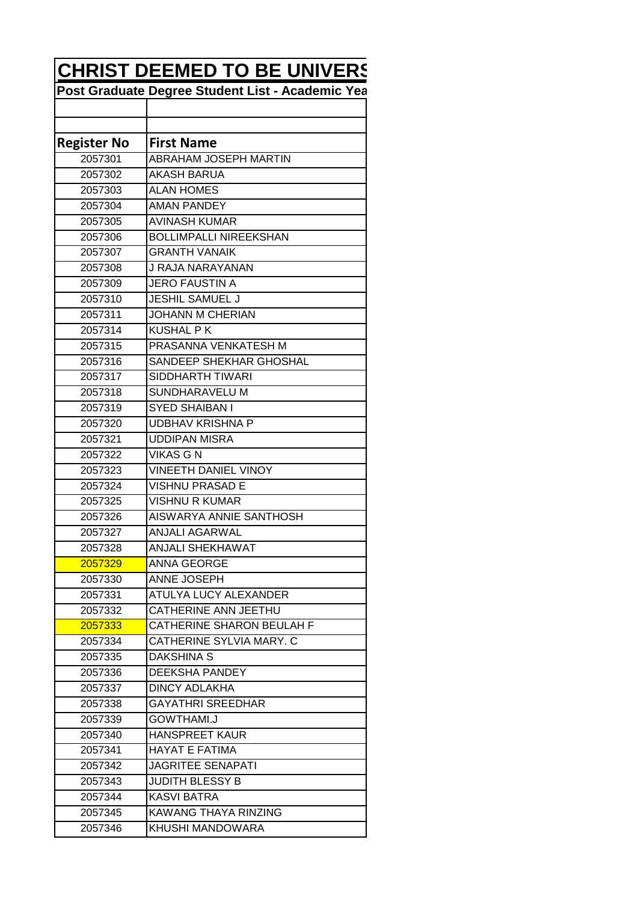# CHRIST DEEMED TO BE UNIVERS

**Post Graduate Degree Student List - Academic Yea**

| Register No | First Name |
|---|---|
| 2057301 | ABRAHAM JOSEPH MARTIN |
| 2057302 | AKASH BARUA |
| 2057303 | ALAN HOMES |
| 2057304 | AMAN PANDEY |
| 2057305 | AVINASH KUMAR |
| 2057306 | BOLLIMPALLI NIREEKSHAN |
| 2057307 | GRANTH VANAIK |
| 2057308 | J RAJA NARAYANAN |
| 2057309 | JERO FAUSTIN A |
| 2057310 | JESHIL SAMUEL J |
| 2057311 | JOHANN M CHERIAN |
| 2057314 | KUSHAL P K |
| 2057315 | PRASANNA VENKATESH M |
| 2057316 | SANDEEP SHEKHAR GHOSHAL |
| 2057317 | SIDDHARTH TIWARI |
| 2057318 | SUNDHARAVELU M |
| 2057319 | SYED SHAIBAN I |
| 2057320 | UDBHAV KRISHNA P |
| 2057321 | UDDIPAN MISRA |
| 2057322 | VIKAS G N |
| 2057323 | VINEETH DANIEL VINOY |
| 2057324 | VISHNU PRASAD E |
| 2057325 | VISHNU R KUMAR |
| 2057326 | AISWARYA ANNIE SANTHOSH |
| 2057327 | ANJALI AGARWAL |
| 2057328 | ANJALI SHEKHAWAT |
| 2057329 | ANNA GEORGE |
| 2057330 | ANNE JOSEPH |
| 2057331 | ATULYA LUCY ALEXANDER |
| 2057332 | CATHERINE ANN JEETHU |
| 2057333 | CATHERINE SHARON BEULAH F |
| 2057334 | CATHERINE SYLVIA MARY. C |
| 2057335 | DAKSHINA S |
| 2057336 | DEEKSHA PANDEY |
| 2057337 | DINCY ADLAKHA |
| 2057338 | GAYATHRI SREEDHAR |
| 2057339 | GOWTHAMI.J |
| 2057340 | HANSPREET KAUR |
| 2057341 | HAYAT E FATIMA |
| 2057342 | JAGRITEE SENAPATI |
| 2057343 | JUDITH BLESSY B |
| 2057344 | KASVI BATRA |
| 2057345 | KAWANG THAYA RINZING |
| 2057346 | KHUSHI MANDOWARA |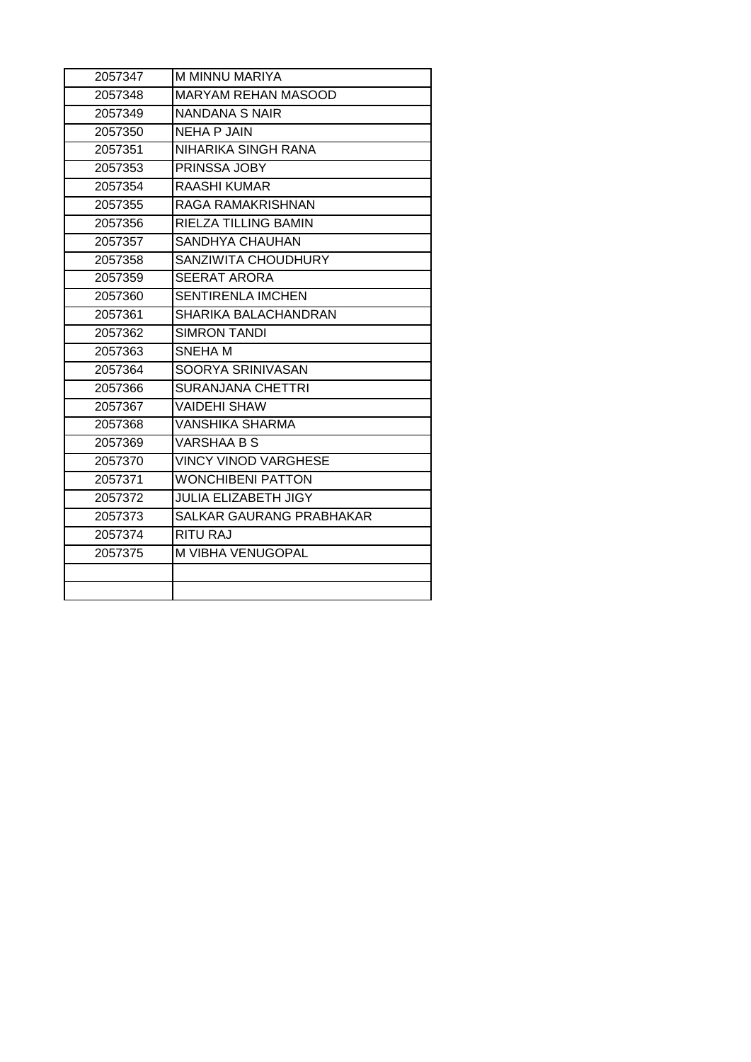| 2057347 | M MINNU MARIYA |
|---|---|
| 2057348 | MARYAM REHAN MASOOD |
| 2057349 | NANDANA S NAIR |
| 2057350 | NEHA P JAIN |
| 2057351 | NIHARIKA SINGH RANA |
| 2057353 | PRINSSA JOBY |
| 2057354 | RAASHI KUMAR |
| 2057355 | RAGA RAMAKRISHNAN |
| 2057356 | RIELZA TILLING BAMIN |
| 2057357 | SANDHYA CHAUHAN |
| 2057358 | SANZIWITA CHOUDHURY |
| 2057359 | SEERAT ARORA |
| 2057360 | SENTIRENLA IMCHEN |
| 2057361 | SHARIKA BALACHANDRAN |
| 2057362 | SIMRON TANDI |
| 2057363 | SNEHA M |
| 2057364 | SOORYA SRINIVASAN |
| 2057366 | SURANJANA CHETTRI |
| 2057367 | VAIDEHI SHAW |
| 2057368 | VANSHIKA SHARMA |
| 2057369 | VARSHAA B S |
| 2057370 | VINCY VINOD VARGHESE |
| 2057371 | WONCHIBENI PATTON |
| 2057372 | JULIA ELIZABETH JIGY |
| 2057373 | SALKAR GAURANG PRABHAKAR |
| 2057374 | RITU RAJ |
| 2057375 | M VIBHA VENUGOPAL |
| | |
| | |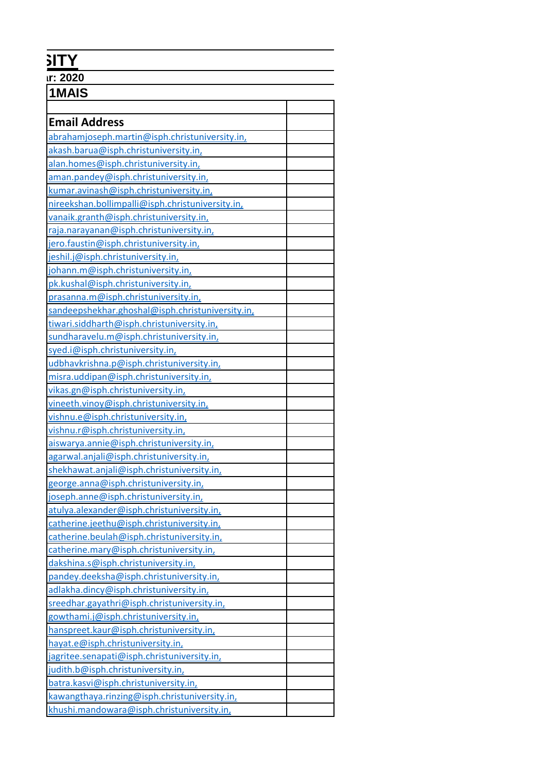# SITY

**r: 2020**

## 1MAIS

| Email Address | |
|---|---|
| abrahamjoseph.martin@isph.christuniversity.in, | |
| akash.barua@isph.christuniversity.in, | |
| alan.homes@isph.christuniversity.in, | |
| aman.pandey@isph.christuniversity.in, | |
| kumar.avinash@isph.christuniversity.in, | |
| nireekshan.bollimpalli@isph.christuniversity.in, | |
| vanaik.granth@isph.christuniversity.in, | |
| raja.narayanan@isph.christuniversity.in, | |
| jero.faustin@isph.christuniversity.in, | |
| jeshil.j@isph.christuniversity.in, | |
| johann.m@isph.christuniversity.in, | |
| pk.kushal@isph.christuniversity.in, | |
| prasanna.m@isph.christuniversity.in, | |
| sandeepshekhar.ghoshal@isph.christuniversity.in, | |
| tiwari.siddharth@isph.christuniversity.in, | |
| sundharavelu.m@isph.christuniversity.in, | |
| syed.i@isph.christuniversity.in, | |
| udbhavkrishna.p@isph.christuniversity.in, | |
| misra.uddipan@isph.christuniversity.in, | |
| vikas.gn@isph.christuniversity.in, | |
| vineeth.vinoy@isph.christuniversity.in, | |
| vishnu.e@isph.christuniversity.in, | |
| vishnu.r@isph.christuniversity.in, | |
| aiswarya.annie@isph.christuniversity.in, | |
| agarwal.anjali@isph.christuniversity.in, | |
| shekhawat.anjali@isph.christuniversity.in, | |
| george.anna@isph.christuniversity.in, | |
| joseph.anne@isph.christuniversity.in, | |
| atulya.alexander@isph.christuniversity.in, | |
| catherine.jeethu@isph.christuniversity.in, | |
| catherine.beulah@isph.christuniversity.in, | |
| catherine.mary@isph.christuniversity.in, | |
| dakshina.s@isph.christuniversity.in, | |
| pandey.deeksha@isph.christuniversity.in, | |
| adlakha.dincy@isph.christuniversity.in, | |
| sreedhar.gayathri@isph.christuniversity.in, | |
| gowthami.j@isph.christuniversity.in, | |
| hanspreet.kaur@isph.christuniversity.in, | |
| hayat.e@isph.christuniversity.in, | |
| jagritee.senapati@isph.christuniversity.in, | |
| judith.b@isph.christuniversity.in, | |
| batra.kasvi@isph.christuniversity.in, | |
| kawangthaya.rinzing@isph.christuniversity.in, | |
| khushi.mandowara@isph.christuniversity.in, | |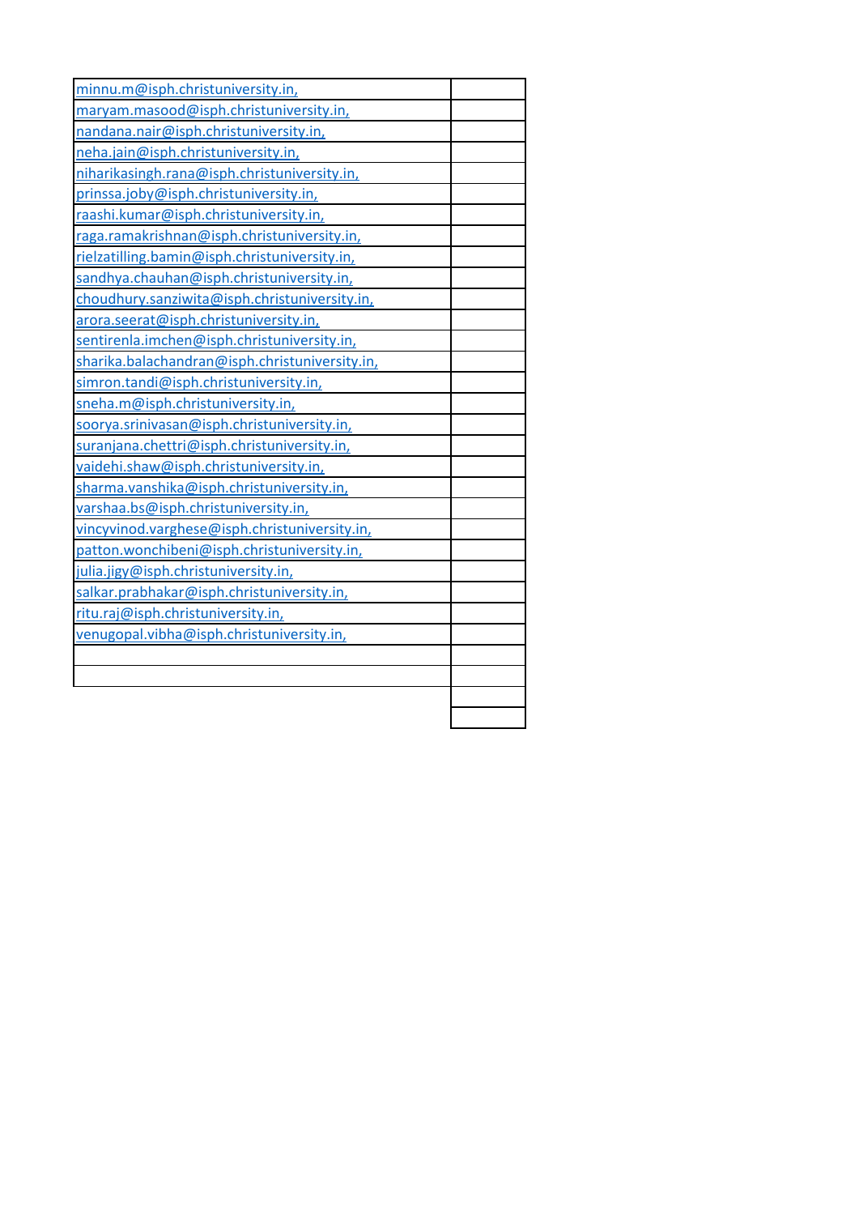| | |
|---|---|
| minnu.m@isph.christuniversity.in, | |
| maryam.masood@isph.christuniversity.in, | |
| nandana.nair@isph.christuniversity.in, | |
| neha.jain@isph.christuniversity.in, | |
| niharikasingh.rana@isph.christuniversity.in, | |
| prinssa.joby@isph.christuniversity.in, | |
| raashi.kumar@isph.christuniversity.in, | |
| raga.ramakrishnan@isph.christuniversity.in, | |
| rielzatilling.bamin@isph.christuniversity.in, | |
| sandhya.chauhan@isph.christuniversity.in, | |
| choudhury.sanziwita@isph.christuniversity.in, | |
| arora.seerat@isph.christuniversity.in, | |
| sentirenla.imchen@isph.christuniversity.in, | |
| sharika.balachandran@isph.christuniversity.in, | |
| simron.tandi@isph.christuniversity.in, | |
| sneha.m@isph.christuniversity.in, | |
| soorya.srinivasan@isph.christuniversity.in, | |
| suranjana.chettri@isph.christuniversity.in, | |
| vaidehi.shaw@isph.christuniversity.in, | |
| sharma.vanshika@isph.christuniversity.in, | |
| varshaa.bs@isph.christuniversity.in, | |
| vincyvinod.varghese@isph.christuniversity.in, | |
| patton.wonchibeni@isph.christuniversity.in, | |
| julia.jigy@isph.christuniversity.in, | |
| salkar.prabhakar@isph.christuniversity.in, | |
| ritu.raj@isph.christuniversity.in, | |
| venugopal.vibha@isph.christuniversity.in, | |
| | |
| | |
| | |
| | |